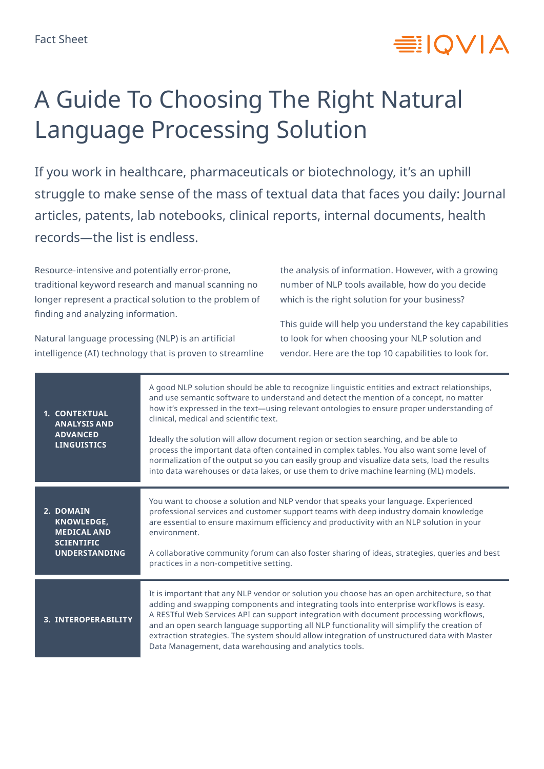Fact Sheet

# A Guide To Choosing The Right Natural Language Processing Solution

If you work in healthcare, pharmaceuticals or biotechnology, it's an uphill struggle to make sense of the mass of textual data that faces you daily: Journal articles, patents, lab notebooks, clinical reports, internal documents, health records—the list is endless.

Resource-intensive and potentially error-prone, traditional keyword research and manual scanning no longer represent a practical solution to the problem of finding and analyzing information.

Natural language processing (NLP) is an artificial intelligence (AI) technology that is proven to streamline the analysis of information. However, with a growing number of NLP tools available, how do you decide which is the right solution for your business?

This guide will help you understand the key capabilities to look for when choosing your NLP solution and vendor. Here are the top 10 capabilities to look for.

| | |
|---|---|
| **1. CONTEXTUAL ANALYSIS AND ADVANCED LINGUISTICS** | A good NLP solution should be able to recognize linguistic entities and extract relationships, and use semantic software to understand and detect the mention of a concept, no matter how it's expressed in the text—using relevant ontologies to ensure proper understanding of clinical, medical and scientific text.<br><br>Ideally the solution will allow document region or section searching, and be able to process the important data often contained in complex tables. You also want some level of normalization of the output so you can easily group and visualize data sets, load the results into data warehouses or data lakes, or use them to drive machine learning (ML) models. |
| **2. DOMAIN KNOWLEDGE, MEDICAL AND SCIENTIFIC UNDERSTANDING** | You want to choose a solution and NLP vendor that speaks your language. Experienced professional services and customer support teams with deep industry domain knowledge are essential to ensure maximum efficiency and productivity with an NLP solution in your environment.<br><br>A collaborative community forum can also foster sharing of ideas, strategies, queries and best practices in a non-competitive setting. |
| **3. INTEROPERABILITY** | It is important that any NLP vendor or solution you choose has an open architecture, so that adding and swapping components and integrating tools into enterprise workflows is easy. A RESTful Web Services API can support integration with document processing workflows, and an open search language supporting all NLP functionality will simplify the creation of extraction strategies. The system should allow integration of unstructured data with Master Data Management, data warehousing and analytics tools. |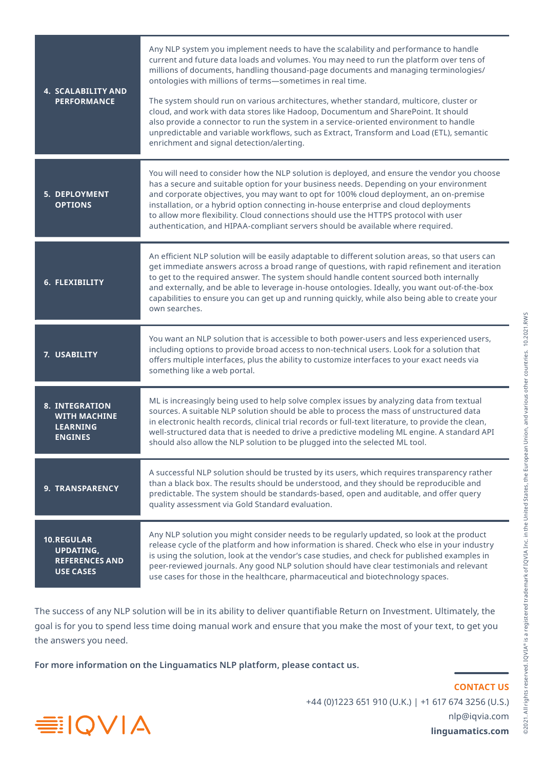| | |
|---|---|
| **4. SCALABILITY AND PERFORMANCE** | Any NLP system you implement needs to have the scalability and performance to handle current and future data loads and volumes. You may need to run the platform over tens of millions of documents, handling thousand-page documents and managing terminologies/ontologies with millions of terms—sometimes in real time.<br><br>The system should run on various architectures, whether standard, multicore, cluster or cloud, and work with data stores like Hadoop, Documentum and SharePoint. It should also provide a connector to run the system in a service-oriented environment to handle unpredictable and variable workflows, such as Extract, Transform and Load (ETL), semantic enrichment and signal detection/alerting. |
| **5. DEPLOYMENT OPTIONS** | You will need to consider how the NLP solution is deployed, and ensure the vendor you choose has a secure and suitable option for your business needs. Depending on your environment and corporate objectives, you may want to opt for 100% cloud deployment, an on-premise installation, or a hybrid option connecting in-house enterprise and cloud deployments to allow more flexibility. Cloud connections should use the HTTPS protocol with user authentication, and HIPAA-compliant servers should be available where required. |
| **6. FLEXIBILITY** | An efficient NLP solution will be easily adaptable to different solution areas, so that users can get immediate answers across a broad range of questions, with rapid refinement and iteration to get to the required answer. The system should handle content sourced both internally and externally, and be able to leverage in-house ontologies. Ideally, you want out-of-the-box capabilities to ensure you can get up and running quickly, while also being able to create your own searches. |
| **7. USABILITY** | You want an NLP solution that is accessible to both power-users and less experienced users, including options to provide broad access to non-technical users. Look for a solution that offers multiple interfaces, plus the ability to customize interfaces to your exact needs via something like a web portal. |
| **8. INTEGRATION WITH MACHINE LEARNING ENGINES** | ML is increasingly being used to help solve complex issues by analyzing data from textual sources. A suitable NLP solution should be able to process the mass of unstructured data in electronic health records, clinical trial records or full-text literature, to provide the clean, well-structured data that is needed to drive a predictive modeling ML engine. A standard API should also allow the NLP solution to be plugged into the selected ML tool. |
| **9. TRANSPARENCY** | A successful NLP solution should be trusted by its users, which requires transparency rather than a black box. The results should be understood, and they should be reproducible and predictable. The system should be standards-based, open and auditable, and offer query quality assessment via Gold Standard evaluation. |
| **10. REGULAR UPDATING, REFERENCES AND USE CASES** | Any NLP solution you might consider needs to be regularly updated, so look at the product release cycle of the platform and how information is shared. Check who else in your industry is using the solution, look at the vendor's case studies, and check for published examples in peer-reviewed journals. Any good NLP solution should have clear testimonials and relevant use cases for those in the healthcare, pharmaceutical and biotechnology spaces. |

The success of any NLP solution will be in its ability to deliver quantifiable Return on Investment. Ultimately, the goal is for you to spend less time doing manual work and ensure that you make the most of your text, to get you the answers you need.

**For more information on the Linguamatics NLP platform, please contact us.**

**CONTACT US**

+44 (0)1223 651 910 (U.K.) | +1 617 674 3256 (U.S.)
nlp@iqvia.com
**linguamatics.com**

IQVIA

©2021. All rights reserved. IQVIA® is a registered trademark of IQVIA Inc. in the United States, the European Union, and various other countries. 10.2021.RWS